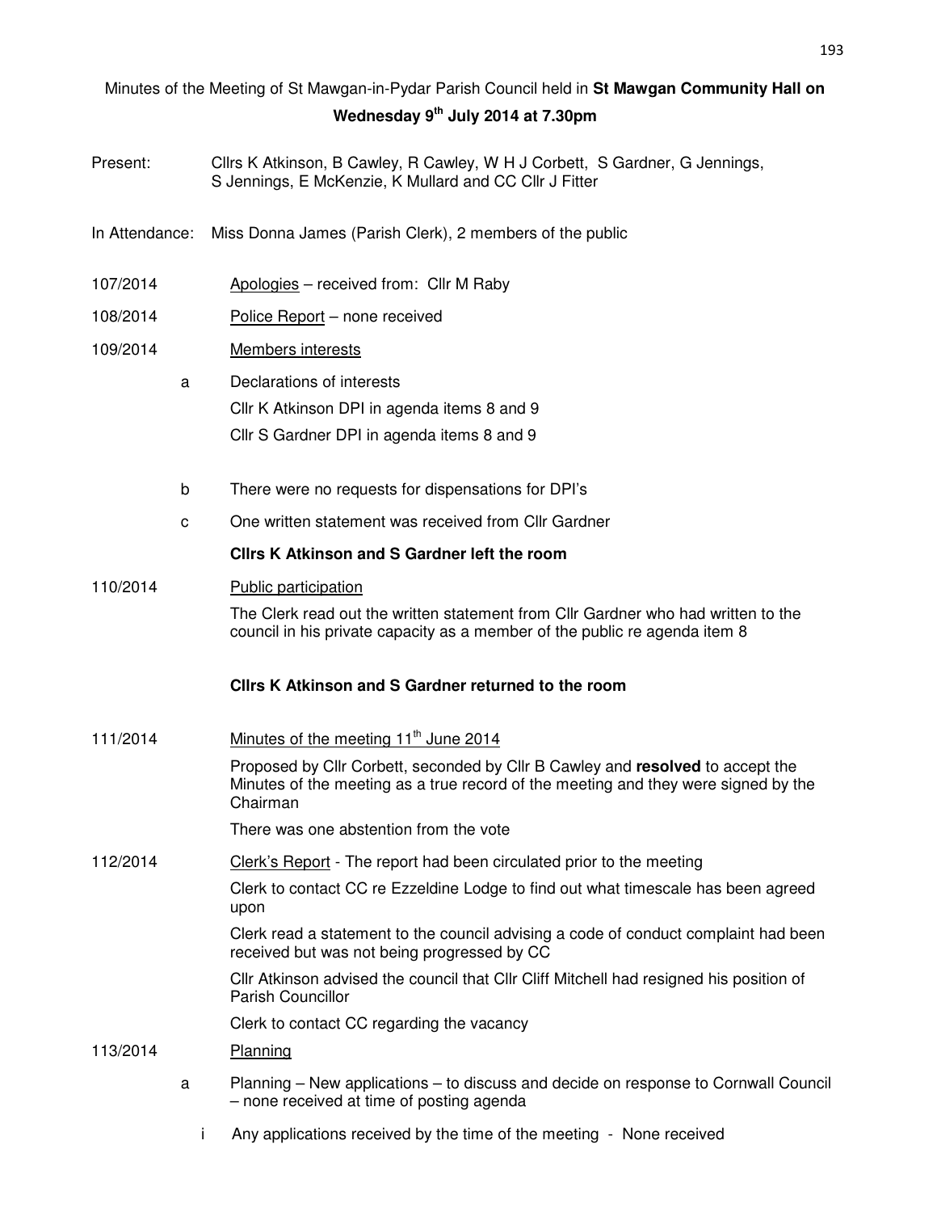Minutes of the Meeting of St Mawgan-in-Pydar Parish Council held in **St Mawgan Community Hall on Wednesday 9th July 2014 at 7.30pm**

Present: Cllrs K Atkinson, B Cawley, R Cawley, W H J Corbett, S Gardner, G Jennings, S Jennings, E McKenzie, K Mullard and CC Cllr J Fitter

In Attendance: Miss Donna James (Parish Clerk), 2 members of the public

107/2014 Apologies – received from: Cllr M Raby

108/2014 Police Report – none received

109/2014 Members interests

a Declarations of interests

Cllr K Atkinson DPI in agenda items 8 and 9

Cllr S Gardner DPI in agenda items 8 and 9

b There were no requests for dispensations for DPI's

c One written statement was received from Cllr Gardner

**Cllrs K Atkinson and S Gardner left the room**

110/2014 Public participation

The Clerk read out the written statement from Cllr Gardner who had written to the council in his private capacity as a member of the public re agenda item 8

**Cllrs K Atkinson and S Gardner returned to the room**

111/2014 Minutes of the meeting 11th June 2014

Proposed by Cllr Corbett, seconded by Cllr B Cawley and **resolved** to accept the Minutes of the meeting as a true record of the meeting and they were signed by the Chairman

There was one abstention from the vote

112/2014 Clerk's Report - The report had been circulated prior to the meeting

Clerk to contact CC re Ezzeldine Lodge to find out what timescale has been agreed upon

Clerk read a statement to the council advising a code of conduct complaint had been received but was not being progressed by CC

Cllr Atkinson advised the council that Cllr Cliff Mitchell had resigned his position of Parish Councillor

Clerk to contact CC regarding the vacancy

113/2014 Planning

a Planning – New applications – to discuss and decide on response to Cornwall Council – none received at time of posting agenda

i Any applications received by the time of the meeting - None received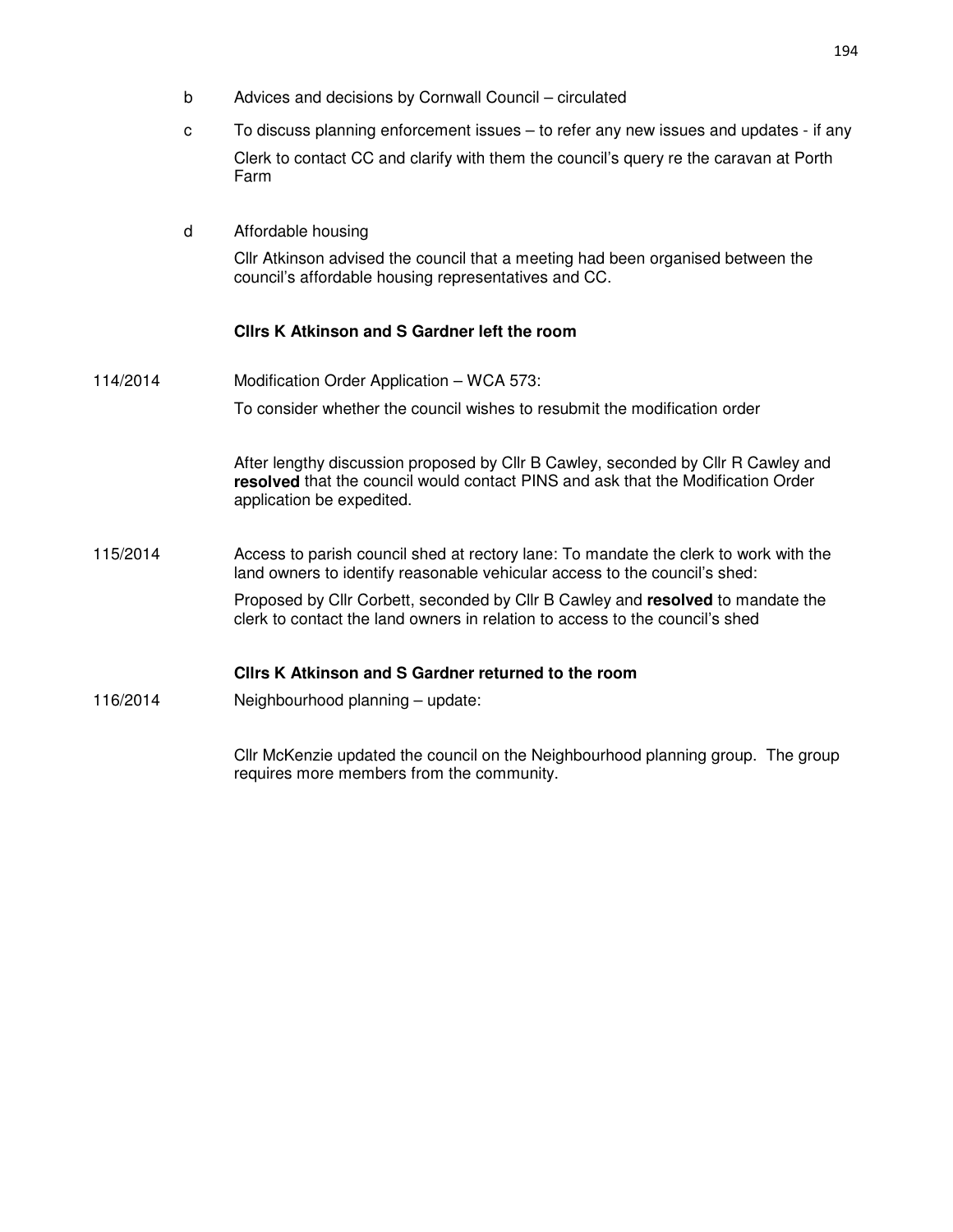b Advices and decisions by Cornwall Council – circulated

c To discuss planning enforcement issues – to refer any new issues and updates - if any

Clerk to contact CC and clarify with them the council's query re the caravan at Porth Farm

d Affordable housing

Cllr Atkinson advised the council that a meeting had been organised between the council's affordable housing representatives and CC.

**Cllrs K Atkinson and S Gardner left the room**

114/2014 Modification Order Application – WCA 573:

To consider whether the council wishes to resubmit the modification order

After lengthy discussion proposed by Cllr B Cawley, seconded by Cllr R Cawley and **resolved** that the council would contact PINS and ask that the Modification Order application be expedited.

115/2014 Access to parish council shed at rectory lane: To mandate the clerk to work with the land owners to identify reasonable vehicular access to the council's shed:

Proposed by Cllr Corbett, seconded by Cllr B Cawley and **resolved** to mandate the clerk to contact the land owners in relation to access to the council's shed

**Cllrs K Atkinson and S Gardner returned to the room**

116/2014 Neighbourhood planning – update:

Cllr McKenzie updated the council on the Neighbourhood planning group. The group requires more members from the community.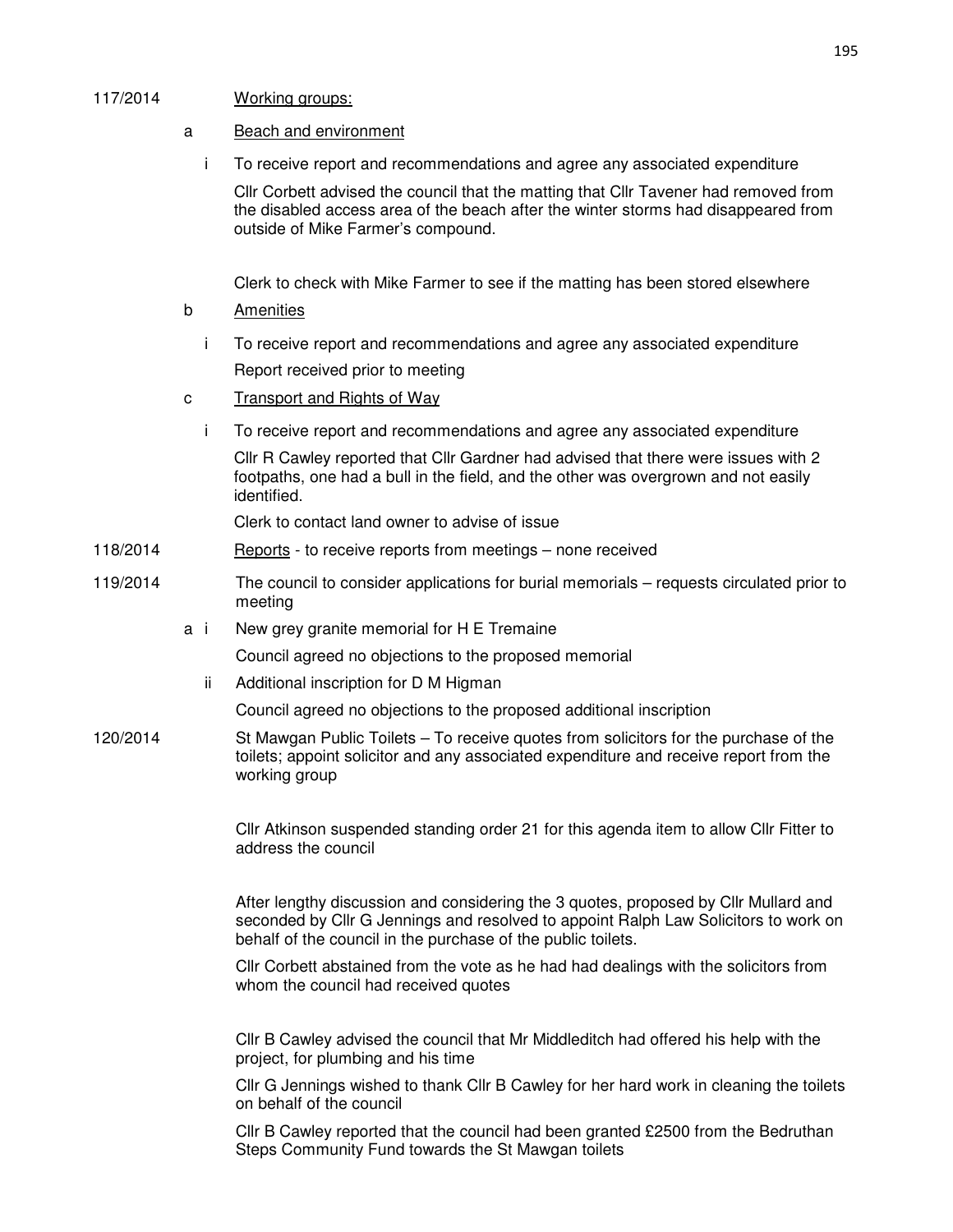117/2014 <u>Working groups:</u>

a <u>Beach and environment</u>

i To receive report and recommendations and agree any associated expenditure

Cllr Corbett advised the council that the matting that Cllr Tavener had removed from the disabled access area of the beach after the winter storms had disappeared from outside of Mike Farmer's compound.

Clerk to check with Mike Farmer to see if the matting has been stored elsewhere

b <u>Amenities</u>

i To receive report and recommendations and agree any associated expenditure

Report received prior to meeting

c <u>Transport and Rights of Way</u>

i To receive report and recommendations and agree any associated expenditure

Cllr R Cawley reported that Cllr Gardner had advised that there were issues with 2 footpaths, one had a bull in the field, and the other was overgrown and not easily identified.

Clerk to contact land owner to advise of issue

118/2014 <u>Reports</u> - to receive reports from meetings – none received

119/2014 The council to consider applications for burial memorials – requests circulated prior to meeting

a i New grey granite memorial for H E Tremaine

Council agreed no objections to the proposed memorial

ii Additional inscription for D M Higman

Council agreed no objections to the proposed additional inscription

120/2014 St Mawgan Public Toilets – To receive quotes from solicitors for the purchase of the toilets; appoint solicitor and any associated expenditure and receive report from the working group

Cllr Atkinson suspended standing order 21 for this agenda item to allow Cllr Fitter to address the council

After lengthy discussion and considering the 3 quotes, proposed by Cllr Mullard and seconded by Cllr G Jennings and resolved to appoint Ralph Law Solicitors to work on behalf of the council in the purchase of the public toilets.

Cllr Corbett abstained from the vote as he had had dealings with the solicitors from whom the council had received quotes

Cllr B Cawley advised the council that Mr Middleditch had offered his help with the project, for plumbing and his time

Cllr G Jennings wished to thank Cllr B Cawley for her hard work in cleaning the toilets on behalf of the council

Cllr B Cawley reported that the council had been granted £2500 from the Bedruthan Steps Community Fund towards the St Mawgan toilets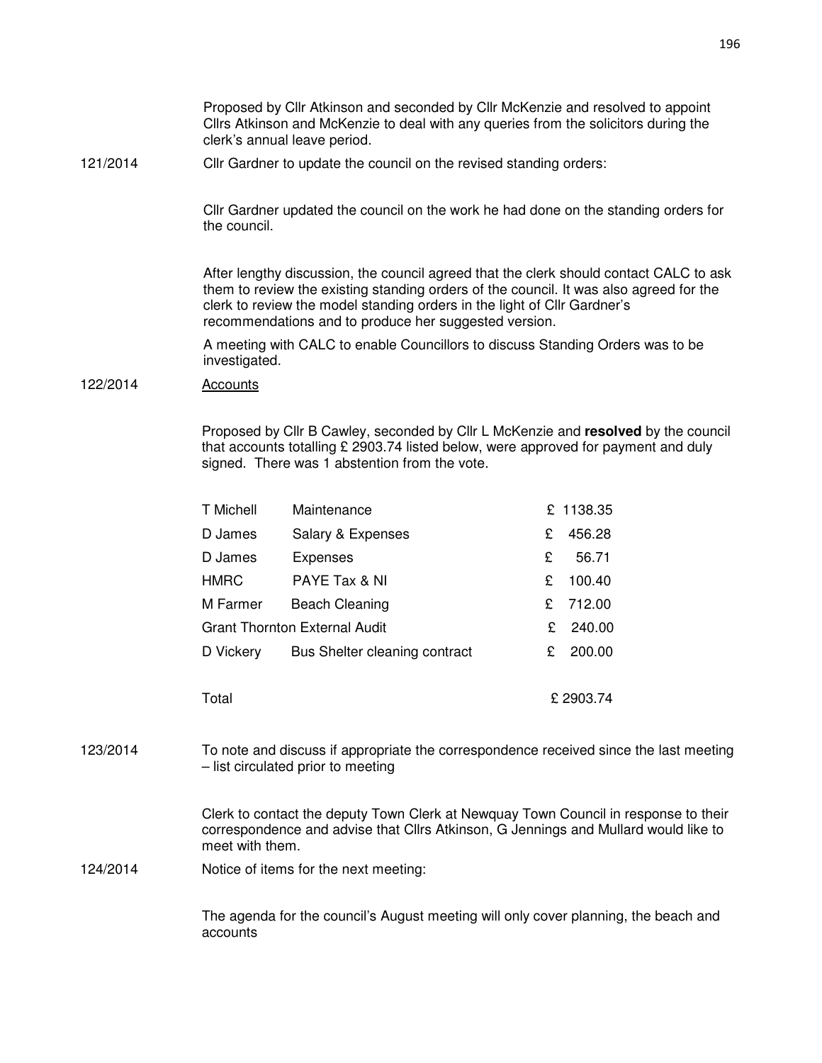Proposed by Cllr Atkinson and seconded by Cllr McKenzie and resolved to appoint Cllrs Atkinson and McKenzie to deal with any queries from the solicitors during the clerk's annual leave period.

121/2014 Cllr Gardner to update the council on the revised standing orders:

Cllr Gardner updated the council on the work he had done on the standing orders for the council.

After lengthy discussion, the council agreed that the clerk should contact CALC to ask them to review the existing standing orders of the council. It was also agreed for the clerk to review the model standing orders in the light of Cllr Gardner's recommendations and to produce her suggested version.

A meeting with CALC to enable Councillors to discuss Standing Orders was to be investigated.

122/2014 Accounts

Proposed by Cllr B Cawley, seconded by Cllr L McKenzie and **resolved** by the council that accounts totalling £ 2903.74 listed below, were approved for payment and duly signed. There was 1 abstention from the vote.

| | | |
|---|---|---|
| T Michell | Maintenance | £ 1138.35 |
| D James | Salary & Expenses | £ 456.28 |
| D James | Expenses | £ 56.71 |
| HMRC | PAYE Tax & NI | £ 100.40 |
| M Farmer | Beach Cleaning | £ 712.00 |
| Grant Thornton External Audit | | £ 240.00 |
| D Vickery | Bus Shelter cleaning contract | £ 200.00 |
| Total | | £ 2903.74 |

123/2014 To note and discuss if appropriate the correspondence received since the last meeting – list circulated prior to meeting

Clerk to contact the deputy Town Clerk at Newquay Town Council in response to their correspondence and advise that Cllrs Atkinson, G Jennings and Mullard would like to meet with them.

124/2014 Notice of items for the next meeting:

The agenda for the council's August meeting will only cover planning, the beach and accounts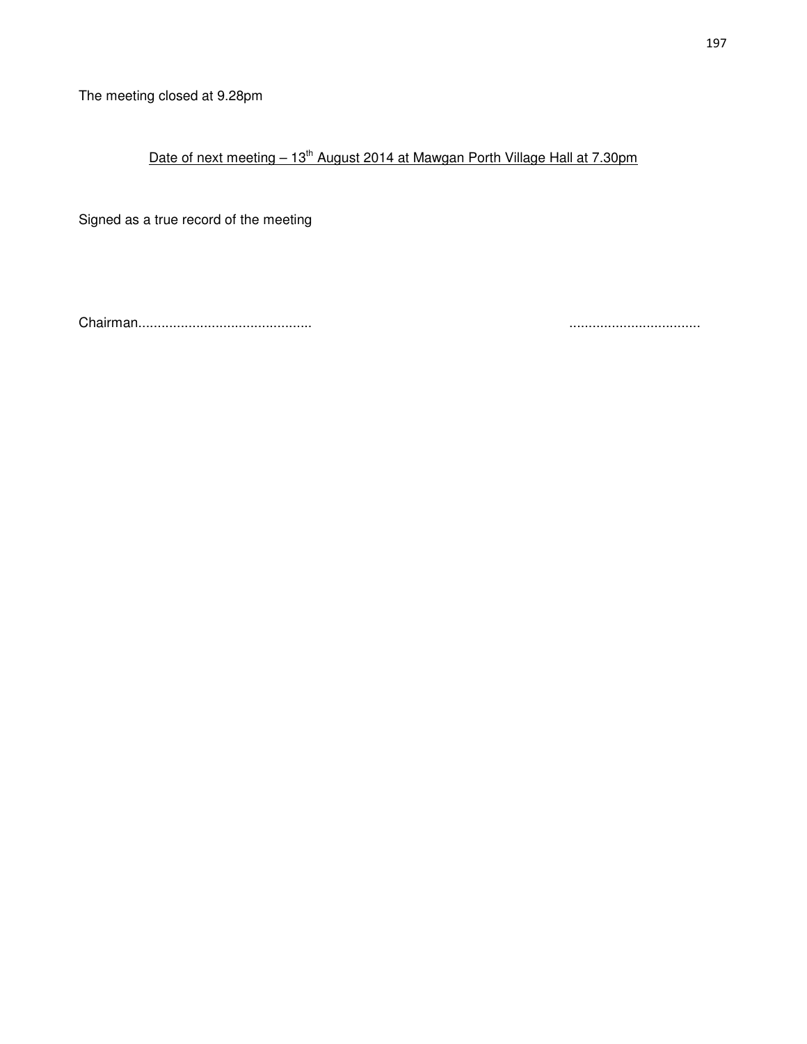The meeting closed at 9.28pm

<u>Date of next meeting – 13th August 2014 at Mawgan Porth Village Hall at 7.30pm</u>

Signed as a true record of the meeting

Chairman............................................ ..................................